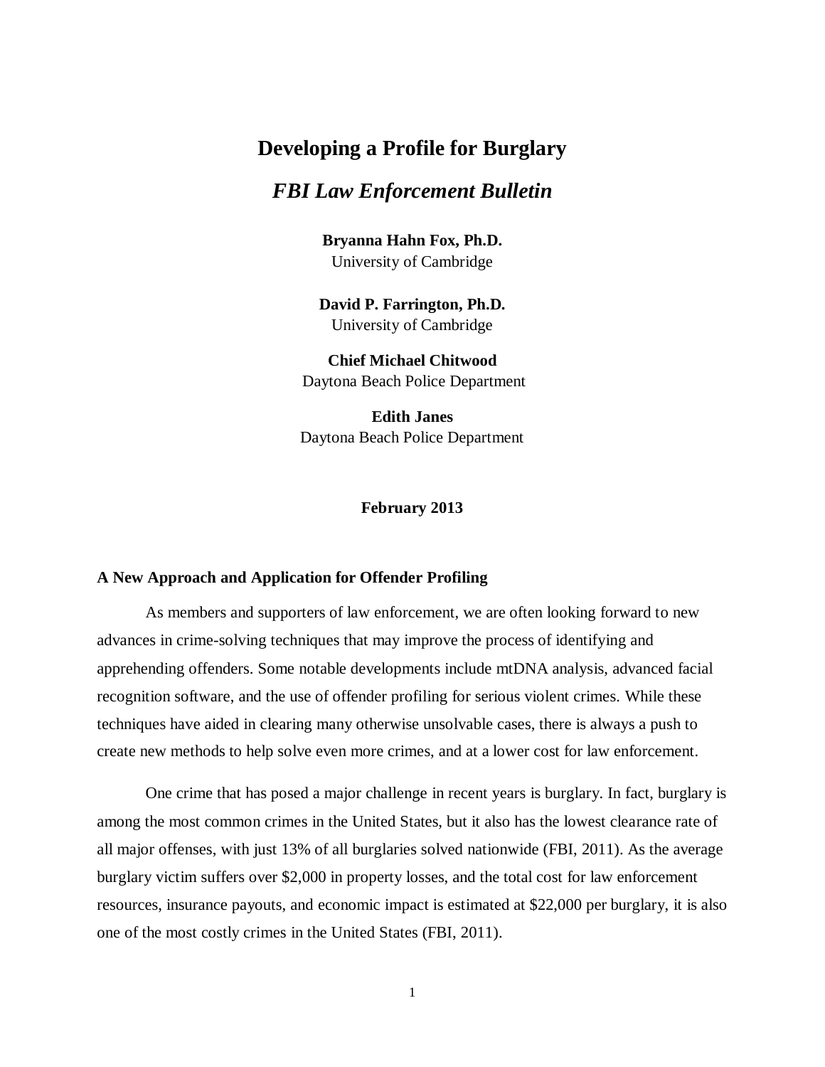# Developing a Profile for Burglary

## *FBI Law Enforcement Bulletin*

**Bryanna Hahn Fox, Ph.D.**
University of Cambridge

**David P. Farrington, Ph.D.**
University of Cambridge

**Chief Michael Chitwood**
Daytona Beach Police Department

**Edith Janes**
Daytona Beach Police Department

**February 2013**

### A New Approach and Application for Offender Profiling

As members and supporters of law enforcement, we are often looking forward to new advances in crime-solving techniques that may improve the process of identifying and apprehending offenders. Some notable developments include mtDNA analysis, advanced facial recognition software, and the use of offender profiling for serious violent crimes. While these techniques have aided in clearing many otherwise unsolvable cases, there is always a push to create new methods to help solve even more crimes, and at a lower cost for law enforcement.

One crime that has posed a major challenge in recent years is burglary. In fact, burglary is among the most common crimes in the United States, but it also has the lowest clearance rate of all major offenses, with just 13% of all burglaries solved nationwide (FBI, 2011). As the average burglary victim suffers over $2,000 in property losses, and the total cost for law enforcement resources, insurance payouts, and economic impact is estimated at $22,000 per burglary, it is also one of the most costly crimes in the United States (FBI, 2011).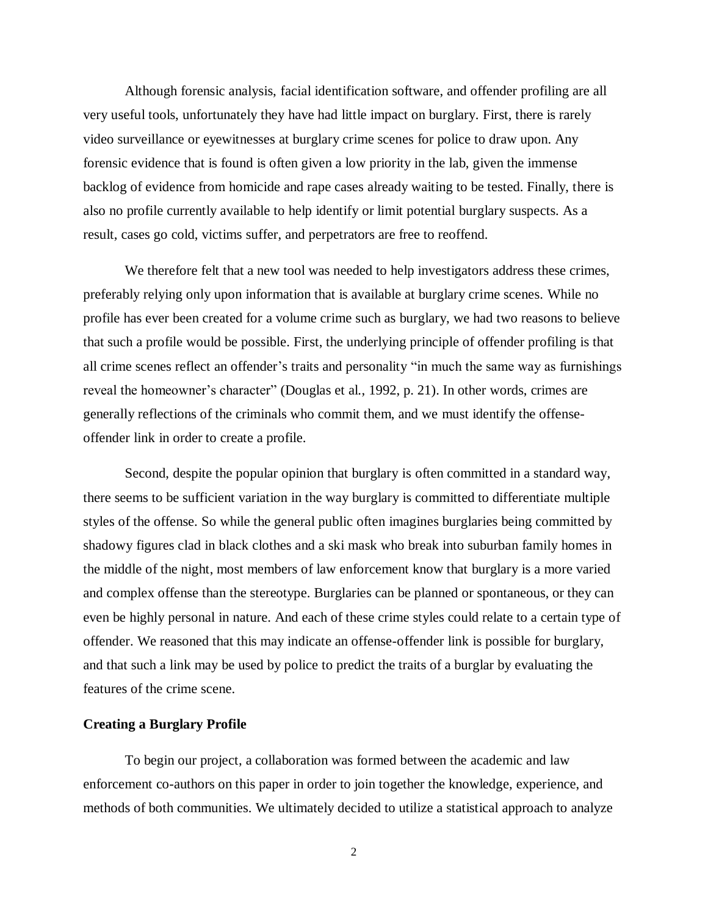Although forensic analysis, facial identification software, and offender profiling are all very useful tools, unfortunately they have had little impact on burglary. First, there is rarely video surveillance or eyewitnesses at burglary crime scenes for police to draw upon. Any forensic evidence that is found is often given a low priority in the lab, given the immense backlog of evidence from homicide and rape cases already waiting to be tested. Finally, there is also no profile currently available to help identify or limit potential burglary suspects. As a result, cases go cold, victims suffer, and perpetrators are free to reoffend.

We therefore felt that a new tool was needed to help investigators address these crimes, preferably relying only upon information that is available at burglary crime scenes. While no profile has ever been created for a volume crime such as burglary, we had two reasons to believe that such a profile would be possible. First, the underlying principle of offender profiling is that all crime scenes reflect an offender's traits and personality "in much the same way as furnishings reveal the homeowner's character" (Douglas et al., 1992, p. 21). In other words, crimes are generally reflections of the criminals who commit them, and we must identify the offense-offender link in order to create a profile.

Second, despite the popular opinion that burglary is often committed in a standard way, there seems to be sufficient variation in the way burglary is committed to differentiate multiple styles of the offense. So while the general public often imagines burglaries being committed by shadowy figures clad in black clothes and a ski mask who break into suburban family homes in the middle of the night, most members of law enforcement know that burglary is a more varied and complex offense than the stereotype. Burglaries can be planned or spontaneous, or they can even be highly personal in nature. And each of these crime styles could relate to a certain type of offender. We reasoned that this may indicate an offense-offender link is possible for burglary, and that such a link may be used by police to predict the traits of a burglar by evaluating the features of the crime scene.

**Creating a Burglary Profile**

To begin our project, a collaboration was formed between the academic and law enforcement co-authors on this paper in order to join together the knowledge, experience, and methods of both communities. We ultimately decided to utilize a statistical approach to analyze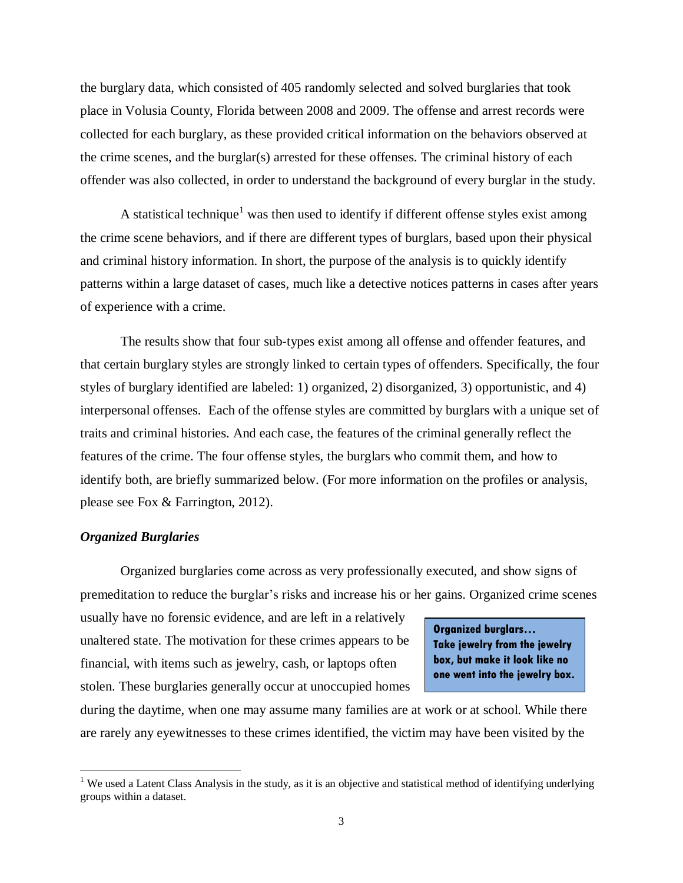the burglary data, which consisted of 405 randomly selected and solved burglaries that took place in Volusia County, Florida between 2008 and 2009. The offense and arrest records were collected for each burglary, as these provided critical information on the behaviors observed at the crime scenes, and the burglar(s) arrested for these offenses. The criminal history of each offender was also collected, in order to understand the background of every burglar in the study.

A statistical technique[1] was then used to identify if different offense styles exist among the crime scene behaviors, and if there are different types of burglars, based upon their physical and criminal history information. In short, the purpose of the analysis is to quickly identify patterns within a large dataset of cases, much like a detective notices patterns in cases after years of experience with a crime.

The results show that four sub-types exist among all offense and offender features, and that certain burglary styles are strongly linked to certain types of offenders. Specifically, the four styles of burglary identified are labeled: 1) organized, 2) disorganized, 3) opportunistic, and 4) interpersonal offenses. Each of the offense styles are committed by burglars with a unique set of traits and criminal histories. And each case, the features of the criminal generally reflect the features of the crime. The four offense styles, the burglars who commit them, and how to identify both, are briefly summarized below. (For more information on the profiles or analysis, please see Fox & Farrington, 2012).

### *Organized Burglaries*

Organized burglaries come across as very professionally executed, and show signs of premeditation to reduce the burglar's risks and increase his or her gains. Organized crime scenes usually have no forensic evidence, and are left in a relatively unaltered state. The motivation for these crimes appears to be financial, with items such as jewelry, cash, or laptops often stolen. These burglaries generally occur at unoccupied homes during the daytime, when one may assume many families are at work or at school. While there are rarely any eyewitnesses to these crimes identified, the victim may have been visited by the

> **Organized burglars… Take jewelry from the jewelry box, but make it look like no one went into the jewelry box.**

[1] We used a Latent Class Analysis in the study, as it is an objective and statistical method of identifying underlying groups within a dataset.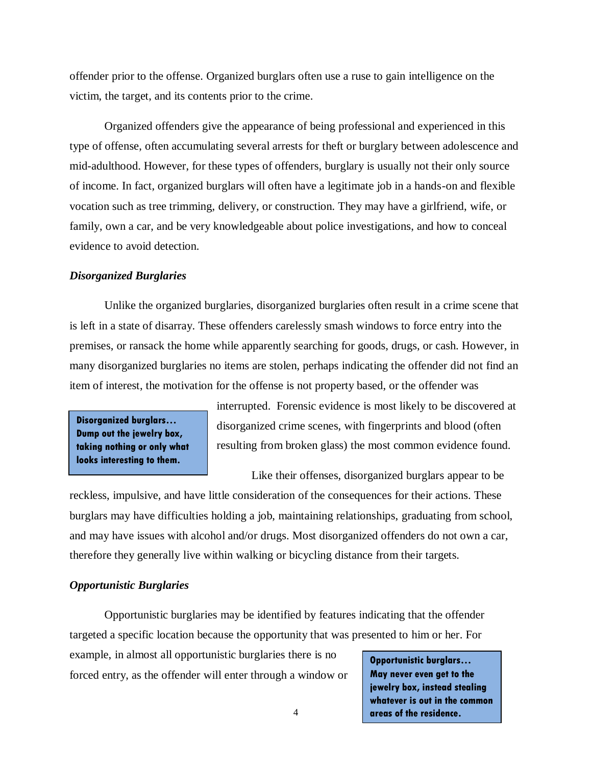offender prior to the offense. Organized burglars often use a ruse to gain intelligence on the victim, the target, and its contents prior to the crime.

Organized offenders give the appearance of being professional and experienced in this type of offense, often accumulating several arrests for theft or burglary between adolescence and mid-adulthood. However, for these types of offenders, burglary is usually not their only source of income. In fact, organized burglars will often have a legitimate job in a hands-on and flexible vocation such as tree trimming, delivery, or construction. They may have a girlfriend, wife, or family, own a car, and be very knowledgeable about police investigations, and how to conceal evidence to avoid detection.

### *Disorganized Burglaries*

Unlike the organized burglaries, disorganized burglaries often result in a crime scene that is left in a state of disarray. These offenders carelessly smash windows to force entry into the premises, or ransack the home while apparently searching for goods, drugs, or cash. However, in many disorganized burglaries no items are stolen, perhaps indicating the offender did not find an item of interest, the motivation for the offense is not property based, or the offender was interrupted. Forensic evidence is most likely to be discovered at disorganized crime scenes, with fingerprints and blood (often resulting from broken glass) the most common evidence found.

> **Disorganized burglars… Dump out the jewelry box, taking nothing or only what looks interesting to them.**

Like their offenses, disorganized burglars appear to be reckless, impulsive, and have little consideration of the consequences for their actions. These burglars may have difficulties holding a job, maintaining relationships, graduating from school, and may have issues with alcohol and/or drugs. Most disorganized offenders do not own a car, therefore they generally live within walking or bicycling distance from their targets.

### *Opportunistic Burglaries*

Opportunistic burglaries may be identified by features indicating that the offender targeted a specific location because the opportunity that was presented to him or her. For example, in almost all opportunistic burglaries there is no forced entry, as the offender will enter through a window or

> **Opportunistic burglars… May never even get to the jewelry box, instead stealing whatever is out in the common areas of the residence.**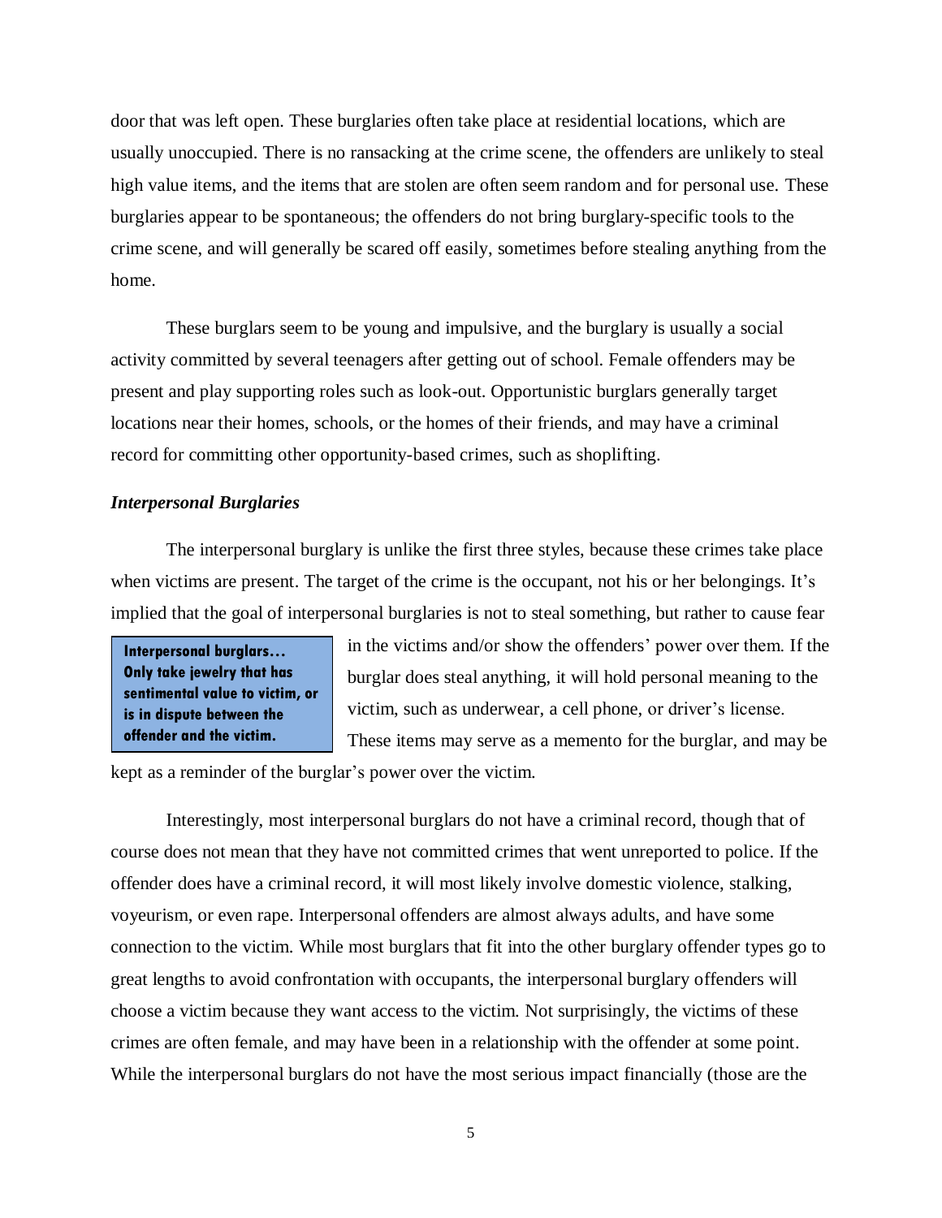door that was left open. These burglaries often take place at residential locations, which are usually unoccupied. There is no ransacking at the crime scene, the offenders are unlikely to steal high value items, and the items that are stolen are often seem random and for personal use. These burglaries appear to be spontaneous; the offenders do not bring burglary-specific tools to the crime scene, and will generally be scared off easily, sometimes before stealing anything from the home.

These burglars seem to be young and impulsive, and the burglary is usually a social activity committed by several teenagers after getting out of school. Female offenders may be present and play supporting roles such as look-out. Opportunistic burglars generally target locations near their homes, schools, or the homes of their friends, and may have a criminal record for committing other opportunity-based crimes, such as shoplifting.

***Interpersonal Burglaries***

The interpersonal burglary is unlike the first three styles, because these crimes take place when victims are present. The target of the crime is the occupant, not his or her belongings. It's implied that the goal of interpersonal burglaries is not to steal something, but rather to cause fear in the victims and/or show the offenders' power over them. If the burglar does steal anything, it will hold personal meaning to the victim, such as underwear, a cell phone, or driver's license. These items may serve as a memento for the burglar, and may be kept as a reminder of the burglar's power over the victim.

> **Interpersonal burglars… Only take jewelry that has sentimental value to victim, or is in dispute between the offender and the victim.**

Interestingly, most interpersonal burglars do not have a criminal record, though that of course does not mean that they have not committed crimes that went unreported to police. If the offender does have a criminal record, it will most likely involve domestic violence, stalking, voyeurism, or even rape. Interpersonal offenders are almost always adults, and have some connection to the victim. While most burglars that fit into the other burglary offender types go to great lengths to avoid confrontation with occupants, the interpersonal burglary offenders will choose a victim because they want access to the victim. Not surprisingly, the victims of these crimes are often female, and may have been in a relationship with the offender at some point. While the interpersonal burglars do not have the most serious impact financially (those are the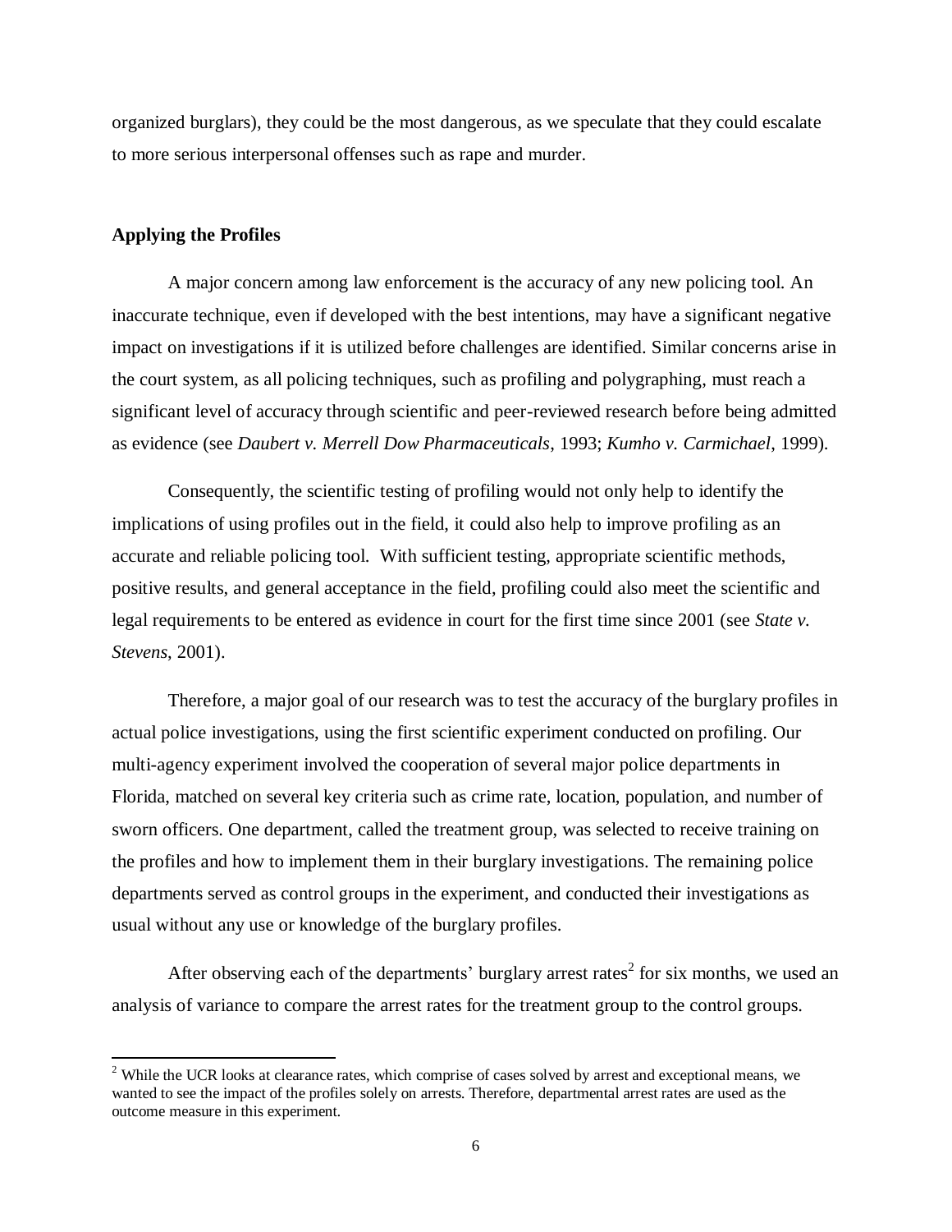organized burglars), they could be the most dangerous, as we speculate that they could escalate to more serious interpersonal offenses such as rape and murder.

## Applying the Profiles

A major concern among law enforcement is the accuracy of any new policing tool. An inaccurate technique, even if developed with the best intentions, may have a significant negative impact on investigations if it is utilized before challenges are identified. Similar concerns arise in the court system, as all policing techniques, such as profiling and polygraphing, must reach a significant level of accuracy through scientific and peer-reviewed research before being admitted as evidence (see *Daubert v. Merrell Dow Pharmaceuticals*, 1993; *Kumho v. Carmichael*, 1999).

Consequently, the scientific testing of profiling would not only help to identify the implications of using profiles out in the field, it could also help to improve profiling as an accurate and reliable policing tool. With sufficient testing, appropriate scientific methods, positive results, and general acceptance in the field, profiling could also meet the scientific and legal requirements to be entered as evidence in court for the first time since 2001 (see *State v. Stevens*, 2001).

Therefore, a major goal of our research was to test the accuracy of the burglary profiles in actual police investigations, using the first scientific experiment conducted on profiling. Our multi-agency experiment involved the cooperation of several major police departments in Florida, matched on several key criteria such as crime rate, location, population, and number of sworn officers. One department, called the treatment group, was selected to receive training on the profiles and how to implement them in their burglary investigations. The remaining police departments served as control groups in the experiment, and conducted their investigations as usual without any use or knowledge of the burglary profiles.

After observing each of the departments' burglary arrest rates[2] for six months, we used an analysis of variance to compare the arrest rates for the treatment group to the control groups.

[2] While the UCR looks at clearance rates, which comprise of cases solved by arrest and exceptional means, we wanted to see the impact of the profiles solely on arrests. Therefore, departmental arrest rates are used as the outcome measure in this experiment.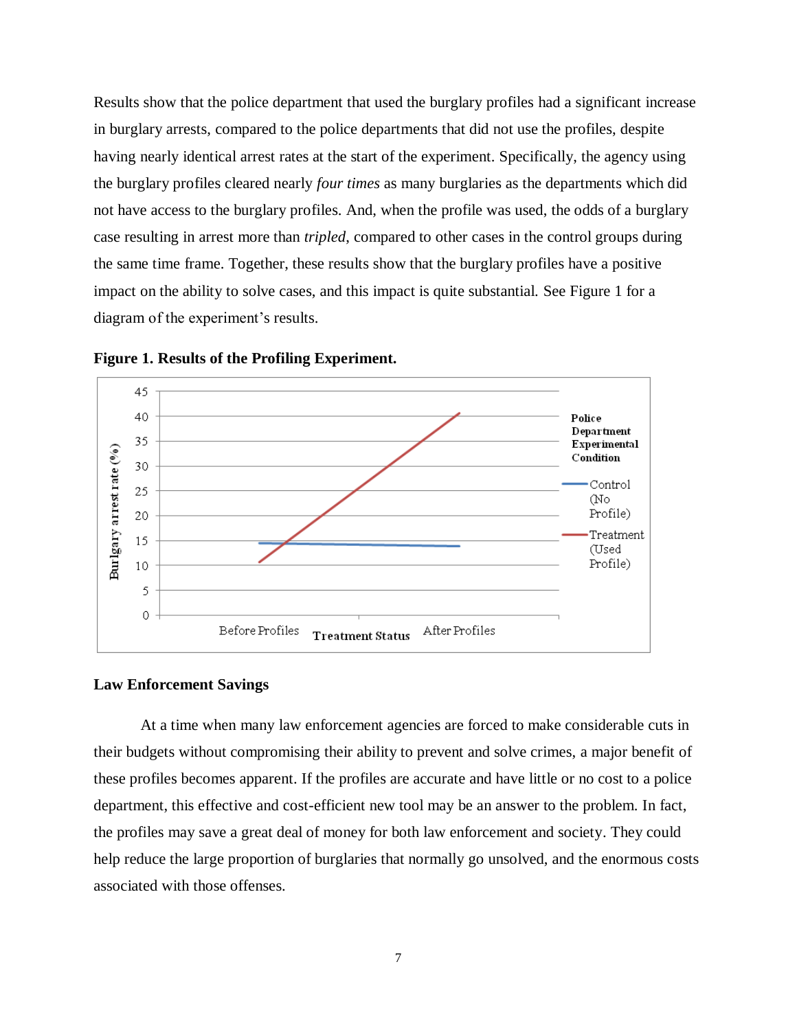Results show that the police department that used the burglary profiles had a significant increase in burglary arrests, compared to the police departments that did not use the profiles, despite having nearly identical arrest rates at the start of the experiment. Specifically, the agency using the burglary profiles cleared nearly *four times* as many burglaries as the departments which did not have access to the burglary profiles. And, when the profile was used, the odds of a burglary case resulting in arrest more than *tripled*, compared to other cases in the control groups during the same time frame. Together, these results show that the burglary profiles have a positive impact on the ability to solve cases, and this impact is quite substantial. See Figure 1 for a diagram of the experiment's results.

**Figure 1. Results of the Profiling Experiment.**

## Law Enforcement Savings

At a time when many law enforcement agencies are forced to make considerable cuts in their budgets without compromising their ability to prevent and solve crimes, a major benefit of these profiles becomes apparent. If the profiles are accurate and have little or no cost to a police department, this effective and cost-efficient new tool may be an answer to the problem. In fact, the profiles may save a great deal of money for both law enforcement and society. They could help reduce the large proportion of burglaries that normally go unsolved, and the enormous costs associated with those offenses.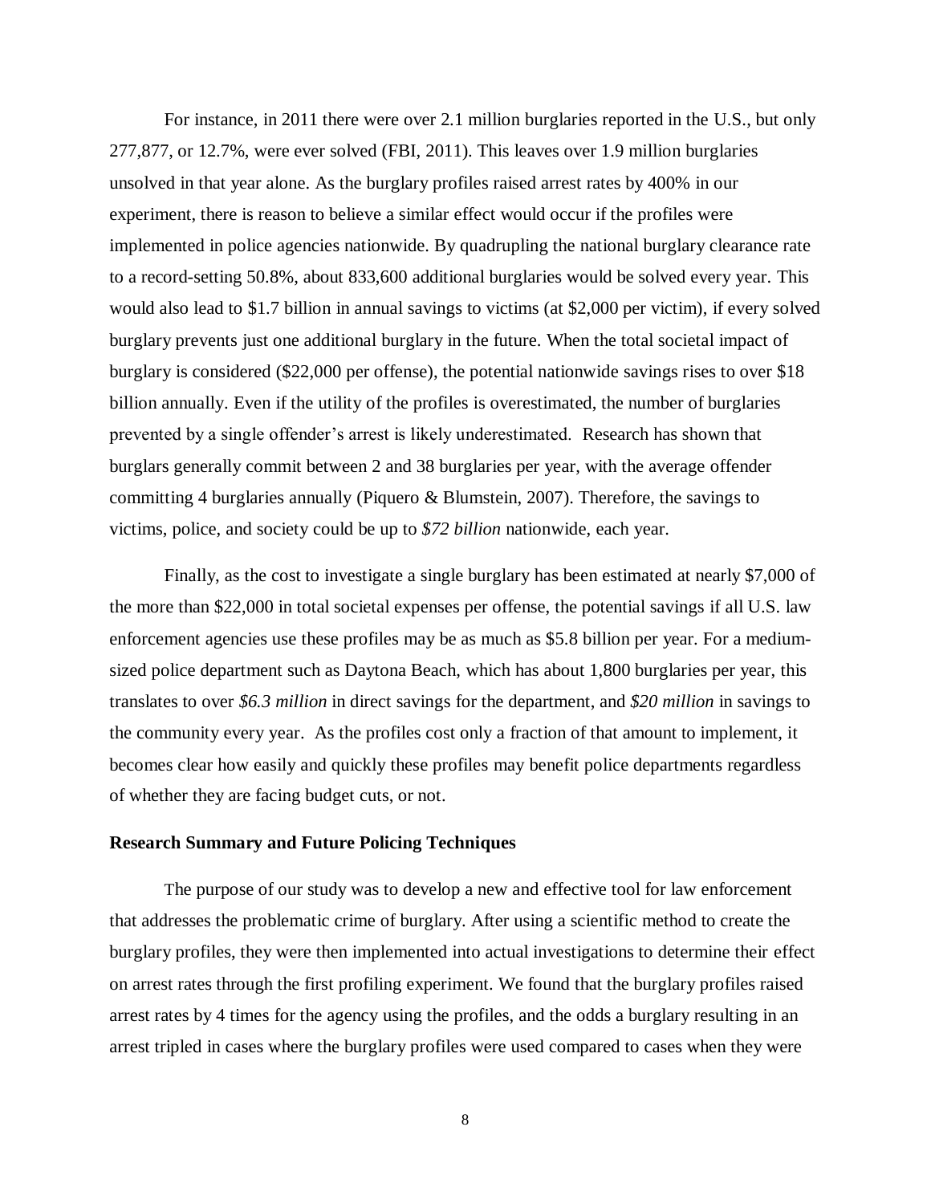For instance, in 2011 there were over 2.1 million burglaries reported in the U.S., but only 277,877, or 12.7%, were ever solved (FBI, 2011). This leaves over 1.9 million burglaries unsolved in that year alone. As the burglary profiles raised arrest rates by 400% in our experiment, there is reason to believe a similar effect would occur if the profiles were implemented in police agencies nationwide. By quadrupling the national burglary clearance rate to a record-setting 50.8%, about 833,600 additional burglaries would be solved every year. This would also lead to $1.7 billion in annual savings to victims (at $2,000 per victim), if every solved burglary prevents just one additional burglary in the future. When the total societal impact of burglary is considered ($22,000 per offense), the potential nationwide savings rises to over $18 billion annually. Even if the utility of the profiles is overestimated, the number of burglaries prevented by a single offender's arrest is likely underestimated. Research has shown that burglars generally commit between 2 and 38 burglaries per year, with the average offender committing 4 burglaries annually (Piquero & Blumstein, 2007). Therefore, the savings to victims, police, and society could be up to *$72 billion* nationwide, each year.

Finally, as the cost to investigate a single burglary has been estimated at nearly $7,000 of the more than $22,000 in total societal expenses per offense, the potential savings if all U.S. law enforcement agencies use these profiles may be as much as $5.8 billion per year. For a medium-sized police department such as Daytona Beach, which has about 1,800 burglaries per year, this translates to over *$6.3 million* in direct savings for the department, and *$20 million* in savings to the community every year. As the profiles cost only a fraction of that amount to implement, it becomes clear how easily and quickly these profiles may benefit police departments regardless of whether they are facing budget cuts, or not.

**Research Summary and Future Policing Techniques**

The purpose of our study was to develop a new and effective tool for law enforcement that addresses the problematic crime of burglary. After using a scientific method to create the burglary profiles, they were then implemented into actual investigations to determine their effect on arrest rates through the first profiling experiment. We found that the burglary profiles raised arrest rates by 4 times for the agency using the profiles, and the odds a burglary resulting in an arrest tripled in cases where the burglary profiles were used compared to cases when they were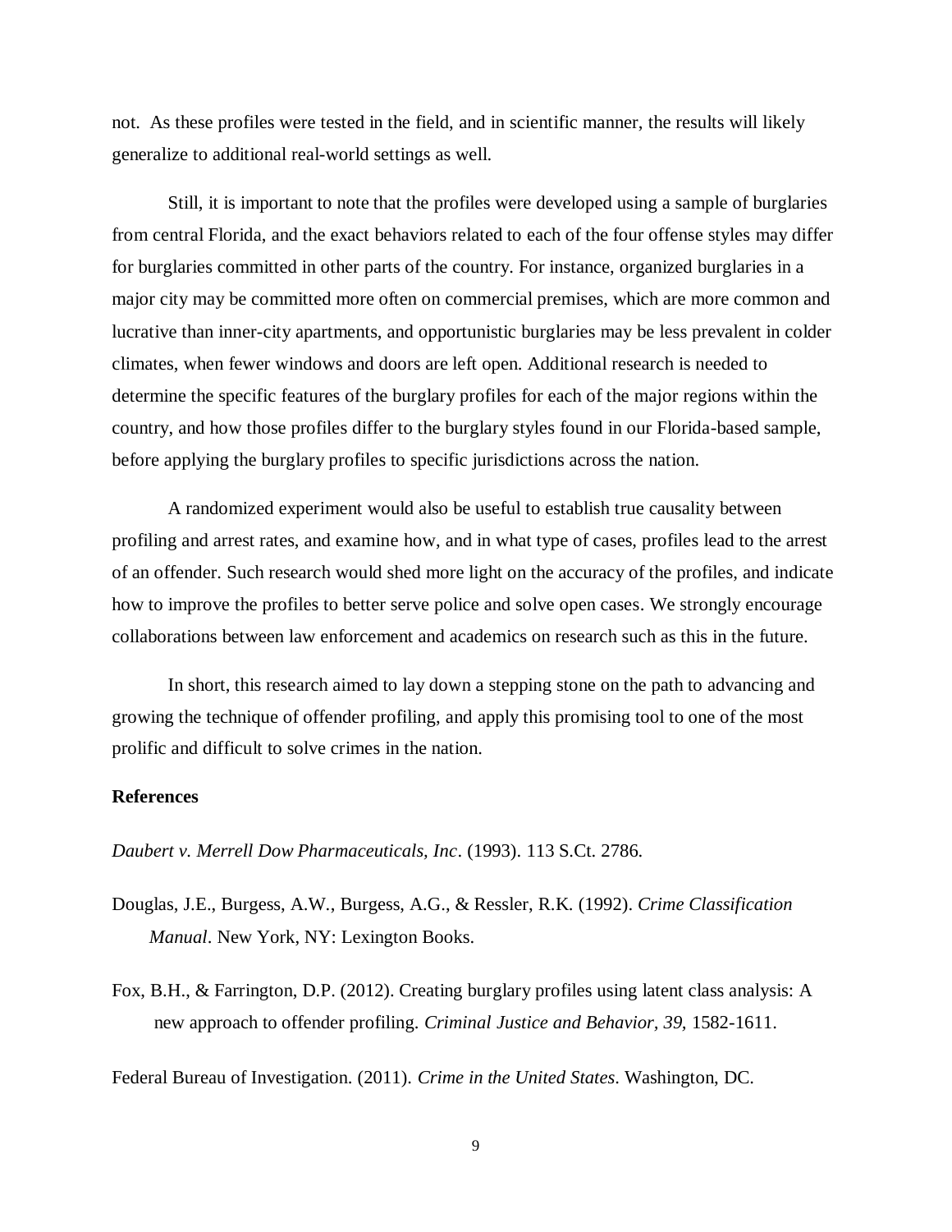not. As these profiles were tested in the field, and in scientific manner, the results will likely generalize to additional real-world settings as well.

Still, it is important to note that the profiles were developed using a sample of burglaries from central Florida, and the exact behaviors related to each of the four offense styles may differ for burglaries committed in other parts of the country. For instance, organized burglaries in a major city may be committed more often on commercial premises, which are more common and lucrative than inner-city apartments, and opportunistic burglaries may be less prevalent in colder climates, when fewer windows and doors are left open. Additional research is needed to determine the specific features of the burglary profiles for each of the major regions within the country, and how those profiles differ to the burglary styles found in our Florida-based sample, before applying the burglary profiles to specific jurisdictions across the nation.

A randomized experiment would also be useful to establish true causality between profiling and arrest rates, and examine how, and in what type of cases, profiles lead to the arrest of an offender. Such research would shed more light on the accuracy of the profiles, and indicate how to improve the profiles to better serve police and solve open cases. We strongly encourage collaborations between law enforcement and academics on research such as this in the future.

In short, this research aimed to lay down a stepping stone on the path to advancing and growing the technique of offender profiling, and apply this promising tool to one of the most prolific and difficult to solve crimes in the nation.

**References**

*Daubert v. Merrell Dow Pharmaceuticals, Inc*. (1993). 113 S.Ct. 2786.

Douglas, J.E., Burgess, A.W., Burgess, A.G., & Ressler, R.K. (1992). *Crime Classification Manual*. New York, NY: Lexington Books.

Fox, B.H., & Farrington, D.P. (2012). Creating burglary profiles using latent class analysis: A new approach to offender profiling. *Criminal Justice and Behavior, 39,* 1582-1611.

Federal Bureau of Investigation. (2011). *Crime in the United States*. Washington, DC.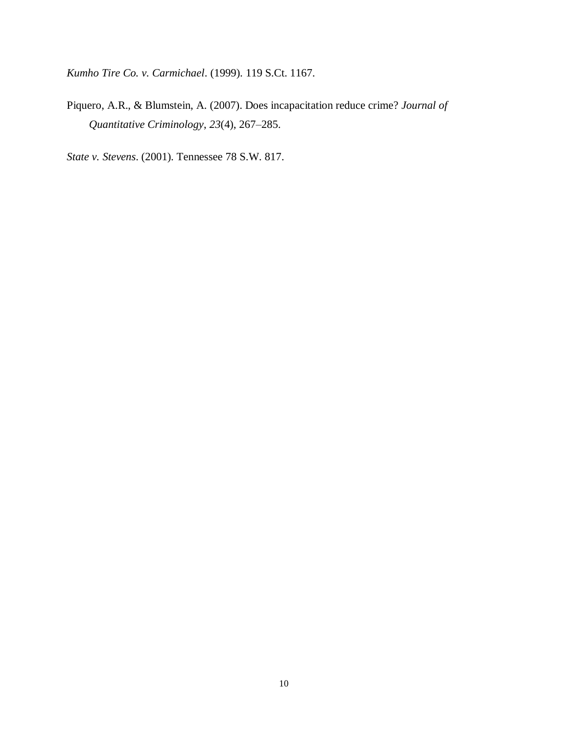*Kumho Tire Co. v. Carmichael*. (1999). 119 S.Ct. 1167.

Piquero, A.R., & Blumstein, A. (2007). Does incapacitation reduce crime? *Journal of Quantitative Criminology*, *23*(4), 267–285.

*State v. Stevens*. (2001). Tennessee 78 S.W. 817.